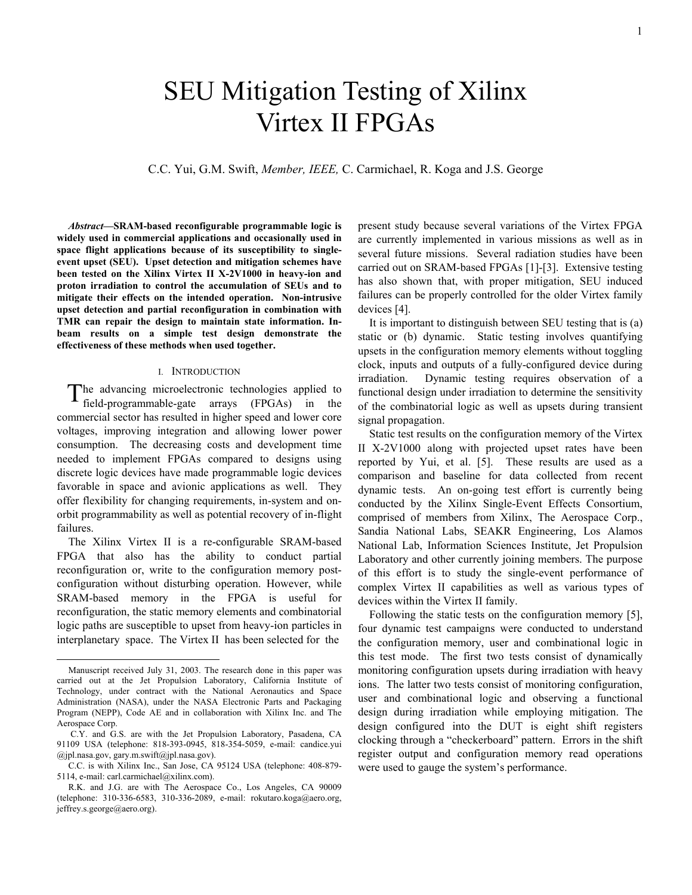# SEU Mitigation Testing of Xilinx Virtex II FPGAs

C.C. Yui, G.M. Swift, *Member, IEEE,* C. Carmichael, R. Koga and J.S. George

***Abstract*—SRAM-based reconfigurable programmable logic is widely used in commercial applications and occasionally used in space flight applications because of its susceptibility to single-event upset (SEU). Upset detection and mitigation schemes have been tested on the Xilinx Virtex II X-2V1000 in heavy-ion and proton irradiation to control the accumulation of SEUs and to mitigate their effects on the intended operation. Non-intrusive upset detection and partial reconfiguration in combination with TMR can repair the design to maintain state information. In-beam results on a simple test design demonstrate the effectiveness of these methods when used together.**

## I. Introduction

The advancing microelectronic technologies applied to field-programmable-gate arrays (FPGAs) in the commercial sector has resulted in higher speed and lower core voltages, improving integration and allowing lower power consumption. The decreasing costs and development time needed to implement FPGAs compared to designs using discrete logic devices have made programmable logic devices favorable in space and avionic applications as well. They offer flexibility for changing requirements, in-system and on-orbit programmability as well as potential recovery of in-flight failures.

The Xilinx Virtex II is a re-configurable SRAM-based FPGA that also has the ability to conduct partial reconfiguration or, write to the configuration memory post-configuration without disturbing operation. However, while SRAM-based memory in the FPGA is useful for reconfiguration, the static memory elements and combinatorial logic paths are susceptible to upset from heavy-ion particles in interplanetary space. The Virtex II has been selected for the present study because several variations of the Virtex FPGA are currently implemented in various missions as well as in several future missions. Several radiation studies have been carried out on SRAM-based FPGAs [1]-[3]. Extensive testing has also shown that, with proper mitigation, SEU induced failures can be properly controlled for the older Virtex family devices [4].

It is important to distinguish between SEU testing that is (a) static or (b) dynamic. Static testing involves quantifying upsets in the configuration memory elements without toggling clock, inputs and outputs of a fully-configured device during irradiation. Dynamic testing requires observation of a functional design under irradiation to determine the sensitivity of the combinatorial logic as well as upsets during transient signal propagation.

Static test results on the configuration memory of the Virtex II X-2V1000 along with projected upset rates have been reported by Yui, et al. [5]. These results are used as a comparison and baseline for data collected from recent dynamic tests. An on-going test effort is currently being conducted by the Xilinx Single-Event Effects Consortium, comprised of members from Xilinx, The Aerospace Corp., Sandia National Labs, SEAKR Engineering, Los Alamos National Lab, Information Sciences Institute, Jet Propulsion Laboratory and other currently joining members. The purpose of this effort is to study the single-event performance of complex Virtex II capabilities as well as various types of devices within the Virtex II family.

Following the static tests on the configuration memory [5], four dynamic test campaigns were conducted to understand the configuration memory, user and combinational logic in this test mode. The first two tests consist of dynamically monitoring configuration upsets during irradiation with heavy ions. The latter two tests consist of monitoring configuration, user and combinational logic and observing a functional design during irradiation while employing mitigation. The design configured into the DUT is eight shift registers clocking through a "checkerboard" pattern. Errors in the shift register output and configuration memory read operations were used to gauge the system's performance.

---

Manuscript received July 31, 2003. The research done in this paper was carried out at the Jet Propulsion Laboratory, California Institute of Technology, under contract with the National Aeronautics and Space Administration (NASA), under the NASA Electronic Parts and Packaging Program (NEPP), Code AE and in collaboration with Xilinx Inc. and The Aerospace Corp.

C.Y. and G.S. are with the Jet Propulsion Laboratory, Pasadena, CA 91109 USA (telephone: 818-393-0945, 818-354-5059, e-mail: candice.yui@jpl.nasa.gov, gary.m.swift@jpl.nasa.gov).

C.C. is with Xilinx Inc., San Jose, CA 95124 USA (telephone: 408-879-5114, e-mail: carl.carmichael@xilinx.com).

R.K. and J.G. are with The Aerospace Co., Los Angeles, CA 90009 (telephone: 310-336-6583, 310-336-2089, e-mail: rokutaro.koga@aero.org, jeffrey.s.george@aero.org).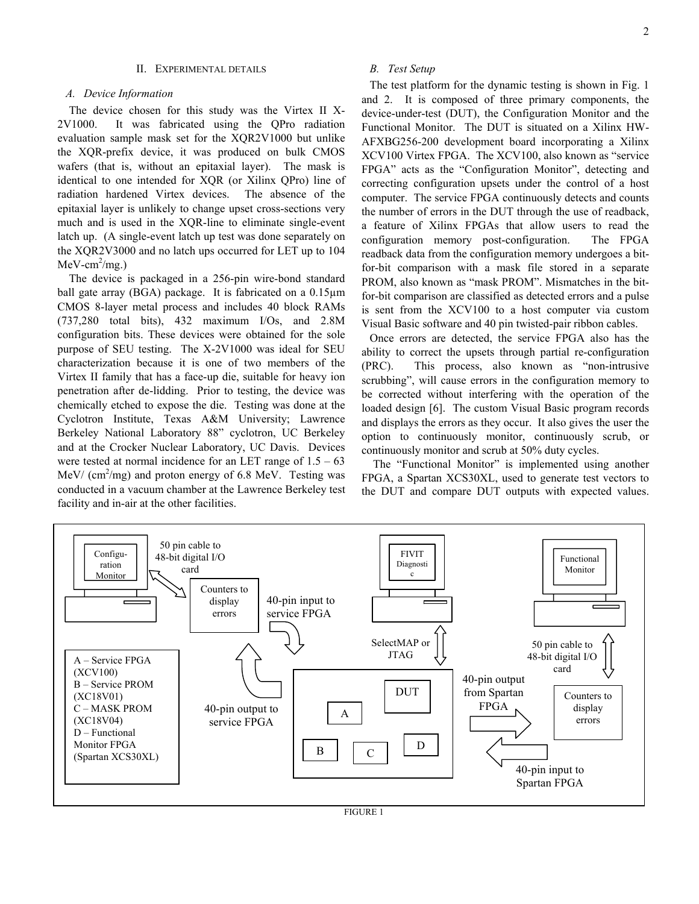## II. Experimental details

### A. Device Information

The device chosen for this study was the Virtex II X-2V1000. It was fabricated using the QPro radiation evaluation sample mask set for the XQR2V1000 but unlike the XQR-prefix device, it was produced on bulk CMOS wafers (that is, without an epitaxial layer). The mask is identical to one intended for XQR (or Xilinx QPro) line of radiation hardened Virtex devices. The absence of the epitaxial layer is unlikely to change upset cross-sections very much and is used in the XQR-line to eliminate single-event latch up. (A single-event latch up test was done separately on the XQR2V3000 and no latch ups occurred for LET up to 104 MeV-cm$^2$/mg.)

The device is packaged in a 256-pin wire-bond standard ball gate array (BGA) package. It is fabricated on a 0.15µm CMOS 8-layer metal process and includes 40 block RAMs (737,280 total bits), 432 maximum I/Os, and 2.8M configuration bits. These devices were obtained for the sole purpose of SEU testing. The X-2V1000 was ideal for SEU characterization because it is one of two members of the Virtex II family that has a face-up die, suitable for heavy ion penetration after de-lidding. Prior to testing, the device was chemically etched to expose the die. Testing was done at the Cyclotron Institute, Texas A&M University; Lawrence Berkeley National Laboratory 88" cyclotron, UC Berkeley and at the Crocker Nuclear Laboratory, UC Davis. Devices were tested at normal incidence for an LET range of 1.5 – 63 MeV/ (cm$^2$/mg) and proton energy of 6.8 MeV. Testing was conducted in a vacuum chamber at the Lawrence Berkeley test facility and in-air at the other facilities.

### B. Test Setup

The test platform for the dynamic testing is shown in Fig. 1 and 2. It is composed of three primary components, the device-under-test (DUT), the Configuration Monitor and the Functional Monitor. The DUT is situated on a Xilinx HW-AFXBG256-200 development board incorporating a Xilinx XCV100 Virtex FPGA. The XCV100, also known as "service FPGA" acts as the "Configuration Monitor", detecting and correcting configuration upsets under the control of a host computer. The service FPGA continuously detects and counts the number of errors in the DUT through the use of readback, a feature of Xilinx FPGAs that allow users to read the configuration memory post-configuration. The FPGA readback data from the configuration memory undergoes a bit-for-bit comparison with a mask file stored in a separate PROM, also known as "mask PROM". Mismatches in the bit-for-bit comparison are classified as detected errors and a pulse is sent from the XCV100 to a host computer via custom Visual Basic software and 40 pin twisted-pair ribbon cables.

Once errors are detected, the service FPGA also has the ability to correct the upsets through partial re-configuration (PRC). This process, also known as "non-intrusive scrubbing", will cause errors in the configuration memory to be corrected without interfering with the operation of the loaded design [6]. The custom Visual Basic program records and displays the errors as they occur. It also gives the user the option to continuously monitor, continuously scrub, or continuously monitor and scrub at 50% duty cycles.

The "Functional Monitor" is implemented using another FPGA, a Spartan XCS30XL, used to generate test vectors to the DUT and compare DUT outputs with expected values.

Configu-ration Monitor | 50 pin cable to 48-bit digital I/O card | Counters to display errors | 40-pin input to service FPGA | 40-pin output to service FPGA | FIVIT Diagnostic | SelectMAP or JTAG | Functional Monitor | 50 pin cable to 48-bit digital I/O card | Counters to display errors | 40-pin output from Spartan FPGA | 40-pin input to Spartan FPGA | DUT | A | B | C | D

A – Service FPGA (XCV100)
B – Service PROM (XC18V01)
C – MASK PROM (XC18V04)
D – Functional Monitor FPGA (Spartan XCS30XL)

FIGURE 1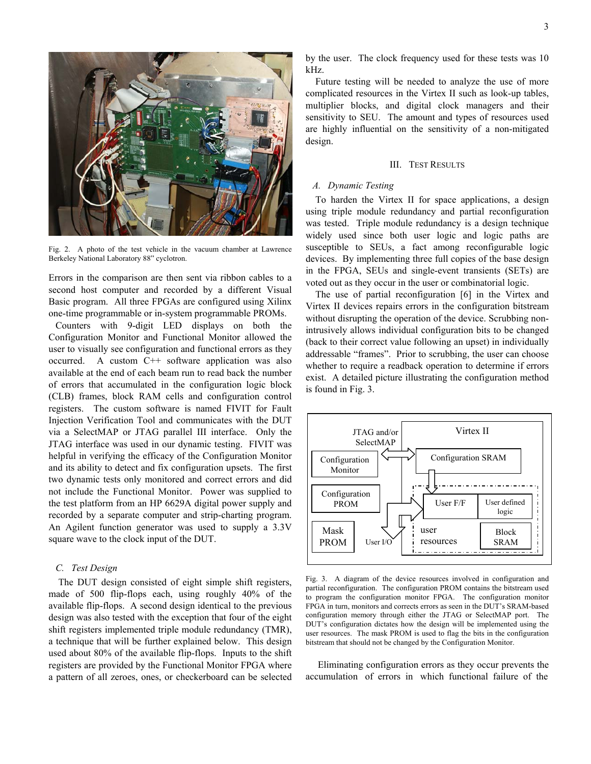Fig. 2. A photo of the test vehicle in the vacuum chamber at Lawrence Berkeley National Laboratory 88" cyclotron.

Errors in the comparison are then sent via ribbon cables to a second host computer and recorded by a different Visual Basic program. All three FPGAs are configured using Xilinx one-time programmable or in-system programmable PROMs.

Counters with 9-digit LED displays on both the Configuration Monitor and Functional Monitor allowed the user to visually see configuration and functional errors as they occurred. A custom C++ software application was also available at the end of each beam run to read back the number of errors that accumulated in the configuration logic block (CLB) frames, block RAM cells and configuration control registers. The custom software is named FIVIT for Fault Injection Verification Tool and communicates with the DUT via a SelectMAP or JTAG parallel III interface. Only the JTAG interface was used in our dynamic testing. FIVIT was helpful in verifying the efficacy of the Configuration Monitor and its ability to detect and fix configuration upsets. The first two dynamic tests only monitored and correct errors and did not include the Functional Monitor. Power was supplied to the test platform from an HP 6629A digital power supply and recorded by a separate computer and strip-charting program. An Agilent function generator was used to supply a 3.3V square wave to the clock input of the DUT.

### C. Test Design

The DUT design consisted of eight simple shift registers, made of 500 flip-flops each, using roughly 40% of the available flip-flops. A second design identical to the previous design was also tested with the exception that four of the eight shift registers implemented triple module redundancy (TMR), a technique that will be further explained below. This design used about 80% of the available flip-flops. Inputs to the shift registers are provided by the Functional Monitor FPGA where a pattern of all zeroes, ones, or checkerboard can be selected by the user. The clock frequency used for these tests was 10 kHz.

Future testing will be needed to analyze the use of more complicated resources in the Virtex II such as look-up tables, multiplier blocks, and digital clock managers and their sensitivity to SEU. The amount and types of resources used are highly influential on the sensitivity of a non-mitigated design.

## III. Test Results

### A. Dynamic Testing

To harden the Virtex II for space applications, a design using triple module redundancy and partial reconfiguration was tested. Triple module redundancy is a design technique widely used since both user logic and logic paths are susceptible to SEUs, a fact among reconfigurable logic devices. By implementing three full copies of the base design in the FPGA, SEUs and single-event transients (SETs) are voted out as they occur in the user or combinatorial logic.

The use of partial reconfiguration [6] in the Virtex and Virtex II devices repairs errors in the configuration bitstream without disrupting the operation of the device. Scrubbing non-intrusively allows individual configuration bits to be changed (back to their correct value following an upset) in individually addressable "frames". Prior to scrubbing, the user can choose whether to require a readback operation to determine if errors exist. A detailed picture illustrating the configuration method is found in Fig. 3.

Fig. 3. A diagram of the device resources involved in configuration and partial reconfiguration. The configuration PROM contains the bitstream used to program the configuration monitor FPGA. The configuration monitor FPGA in turn, monitors and corrects errors as seen in the DUT's SRAM-based configuration memory through either the JTAG or SelectMAP port. The DUT's configuration dictates how the design will be implemented using the user resources. The mask PROM is used to flag the bits in the configuration bitstream that should not be changed by the Configuration Monitor.

Eliminating configuration errors as they occur prevents the accumulation of errors in which functional failure of the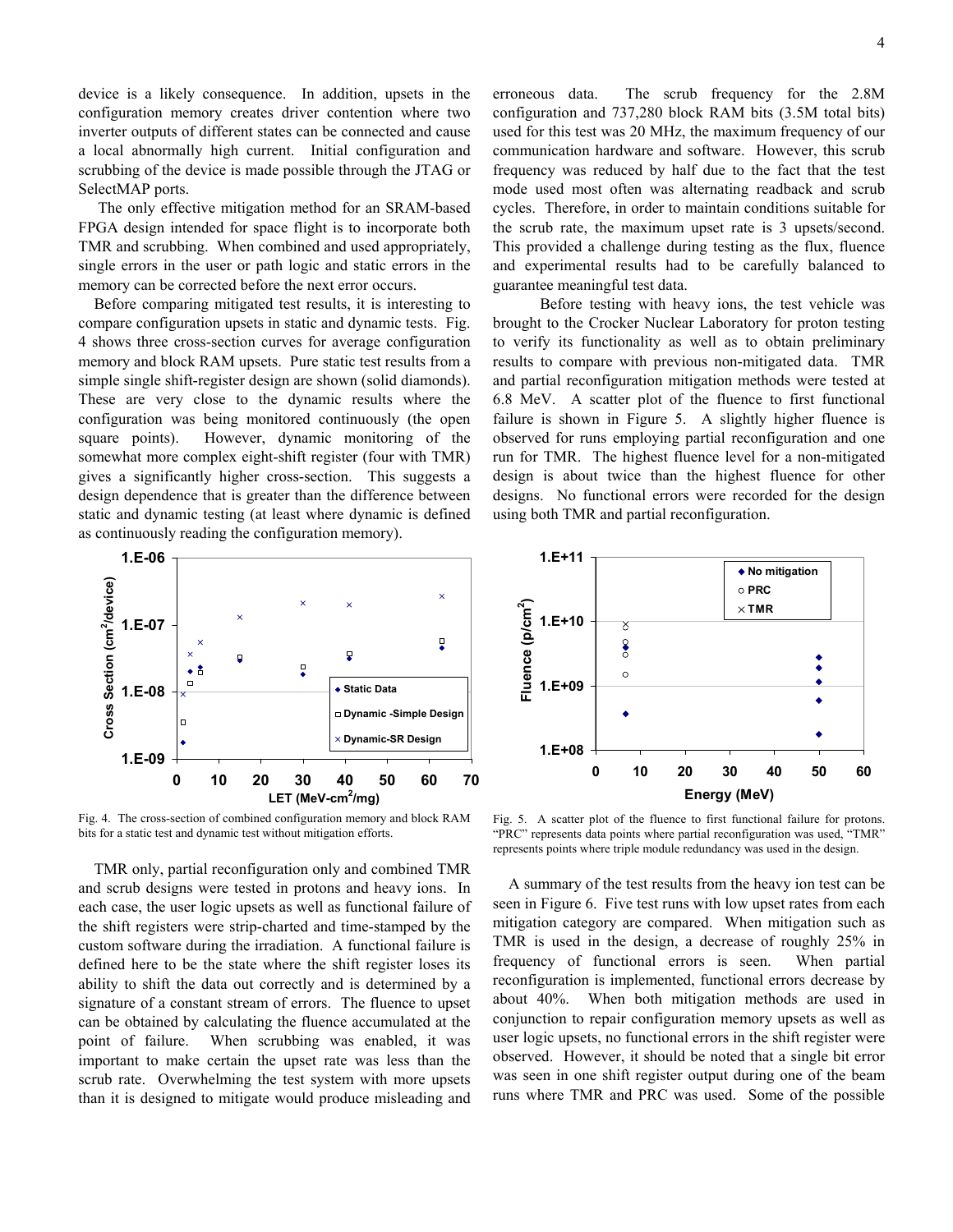device is a likely consequence. In addition, upsets in the configuration memory creates driver contention where two inverter outputs of different states can be connected and cause a local abnormally high current. Initial configuration and scrubbing of the device is made possible through the JTAG or SelectMAP ports.

The only effective mitigation method for an SRAM-based FPGA design intended for space flight is to incorporate both TMR and scrubbing. When combined and used appropriately, single errors in the user or path logic and static errors in the memory can be corrected before the next error occurs.

Before comparing mitigated test results, it is interesting to compare configuration upsets in static and dynamic tests. Fig. 4 shows three cross-section curves for average configuration memory and block RAM upsets. Pure static test results from a simple single shift-register design are shown (solid diamonds). These are very close to the dynamic results where the configuration was being monitored continuously (the open square points). However, dynamic monitoring of the somewhat more complex eight-shift register (four with TMR) gives a significantly higher cross-section. This suggests a design dependence that is greater than the difference between static and dynamic testing (at least where dynamic is defined as continuously reading the configuration memory).

Fig. 4. The cross-section of combined configuration memory and block RAM bits for a static test and dynamic test without mitigation efforts.

TMR only, partial reconfiguration only and combined TMR and scrub designs were tested in protons and heavy ions. In each case, the user logic upsets as well as functional failure of the shift registers were strip-charted and time-stamped by the custom software during the irradiation. A functional failure is defined here to be the state where the shift register loses its ability to shift the data out correctly and is determined by a signature of a constant stream of errors. The fluence to upset can be obtained by calculating the fluence accumulated at the point of failure. When scrubbing was enabled, it was important to make certain the upset rate was less than the scrub rate. Overwhelming the test system with more upsets than it is designed to mitigate would produce misleading and erroneous data. The scrub frequency for the 2.8M configuration and 737,280 block RAM bits (3.5M total bits) used for this test was 20 MHz, the maximum frequency of our communication hardware and software. However, this scrub frequency was reduced by half due to the fact that the test mode used most often was alternating readback and scrub cycles. Therefore, in order to maintain conditions suitable for the scrub rate, the maximum upset rate is 3 upsets/second. This provided a challenge during testing as the flux, fluence and experimental results had to be carefully balanced to guarantee meaningful test data.

Before testing with heavy ions, the test vehicle was brought to the Crocker Nuclear Laboratory for proton testing to verify its functionality as well as to obtain preliminary results to compare with previous non-mitigated data. TMR and partial reconfiguration mitigation methods were tested at 6.8 MeV. A scatter plot of the fluence to first functional failure is shown in Figure 5. A slightly higher fluence is observed for runs employing partial reconfiguration and one run for TMR. The highest fluence level for a non-mitigated design is about twice than the highest fluence for other designs. No functional errors were recorded for the design using both TMR and partial reconfiguration.

Fig. 5. A scatter plot of the fluence to first functional failure for protons. "PRC" represents data points where partial reconfiguration was used, "TMR" represents points where triple module redundancy was used in the design.

A summary of the test results from the heavy ion test can be seen in Figure 6. Five test runs with low upset rates from each mitigation category are compared. When mitigation such as TMR is used in the design, a decrease of roughly 25% in frequency of functional errors is seen. When partial reconfiguration is implemented, functional errors decrease by about 40%. When both mitigation methods are used in conjunction to repair configuration memory upsets as well as user logic upsets, no functional errors in the shift register were observed. However, it should be noted that a single bit error was seen in one shift register output during one of the beam runs where TMR and PRC was used. Some of the possible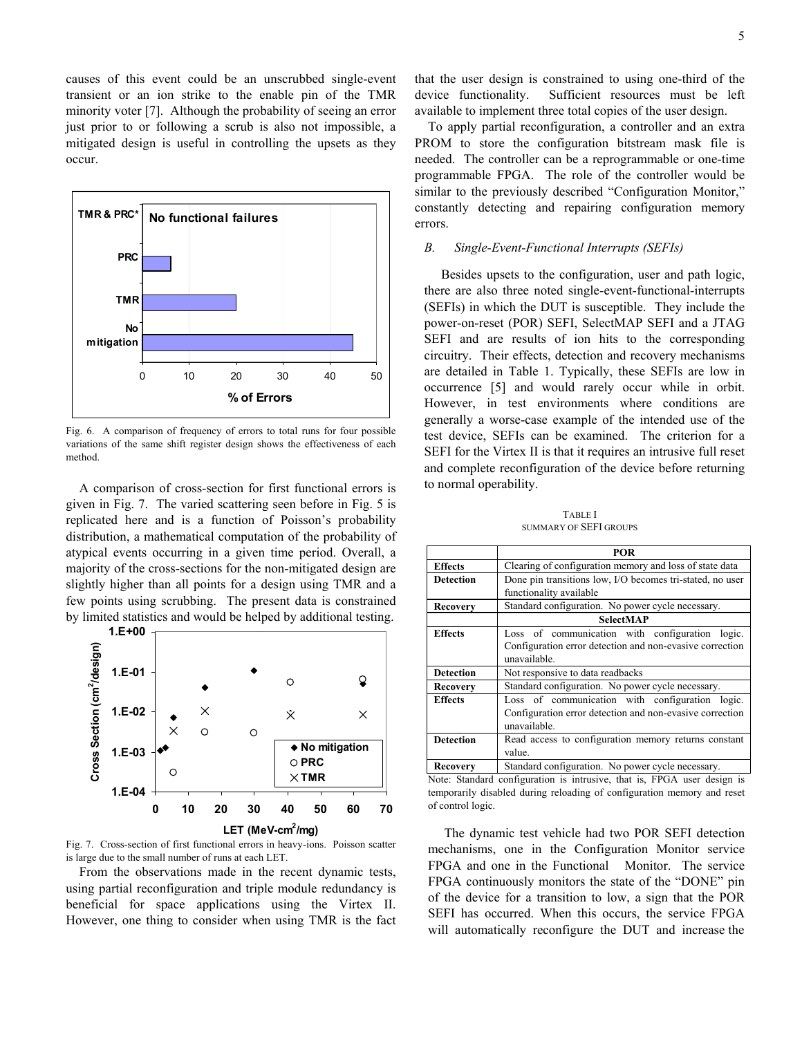causes of this event could be an unscrubbed single-event transient or an ion strike to the enable pin of the TMR minority voter [7]. Although the probability of seeing an error just prior to or following a scrub is also not impossible, a mitigated design is useful in controlling the upsets as they occur.

TMR & PRC*
No functional failures
PRC
TMR
No mitigation
0 10 20 30 40 50
% of Errors

Fig. 6. A comparison of frequency of errors to total runs for four possible variations of the same shift register design shows the effectiveness of each method.

A comparison of cross-section for first functional errors is given in Fig. 7. The varied scattering seen before in Fig. 5 is replicated here and is a function of Poisson's probability distribution, a mathematical computation of the probability of atypical events occurring in a given time period. Overall, a majority of the cross-sections for the non-mitigated design are slightly higher than all points for a design using TMR and a few points using scrubbing. The present data is constrained by limited statistics and would be helped by additional testing.

Cross Section (cm$^2$/design)
1.E+00
1.E-01
1.E-02
1.E-03
1.E-04
0 10 20 30 40 50 60 70
LET (MeV-cm$^2$/mg)
◆ No mitigation
○ PRC
× TMR

Fig. 7. Cross-section of first functional errors in heavy-ions. Poisson scatter is large due to the small number of runs at each LET.

From the observations made in the recent dynamic tests, using partial reconfiguration and triple module redundancy is beneficial for space applications using the Virtex II. However, one thing to consider when using TMR is the fact that the user design is constrained to using one-third of the device functionality. Sufficient resources must be left available to implement three total copies of the user design.

To apply partial reconfiguration, a controller and an extra PROM to store the configuration bitstream mask file is needed. The controller can be a reprogrammable or one-time programmable FPGA. The role of the controller would be similar to the previously described "Configuration Monitor," constantly detecting and repairing configuration memory errors.

### *B. Single-Event-Functional Interrupts (SEFIs)*

Besides upsets to the configuration, user and path logic, there are also three noted single-event-functional-interrupts (SEFIs) in which the DUT is susceptible. They include the power-on-reset (POR) SEFI, SelectMAP SEFI and a JTAG SEFI and are results of ion hits to the corresponding circuitry. Their effects, detection and recovery mechanisms are detailed in Table 1. Typically, these SEFIs are low in occurrence [5] and would rarely occur while in orbit. However, in test environments where conditions are generally a worse-case example of the intended use of the test device, SEFIs can be examined. The criterion for a SEFI for the Virtex II is that it requires an intrusive full reset and complete reconfiguration of the device before returning to normal operability.

TABLE I
SUMMARY OF SEFI GROUPS

| | **POR** |
|---|---|
| **Effects** | Clearing of configuration memory and loss of state data |
| **Detection** | Done pin transitions low, I/O becomes tri-stated, no user functionality available |
| **Recovery** | Standard configuration. No power cycle necessary. |
| | **SelectMAP** |
| **Effects** | Loss of communication with configuration logic. Configuration error detection and non-evasive correction unavailable. |
| **Detection** | Not responsive to data readbacks |
| **Recovery** | Standard configuration. No power cycle necessary. |
| **Effects** | Loss of communication with configuration logic. Configuration error detection and non-evasive correction unavailable. |
| **Detection** | Read access to configuration memory returns constant value. |
| **Recovery** | Standard configuration. No power cycle necessary. |

Note: Standard configuration is intrusive, that is, FPGA user design is temporarily disabled during reloading of configuration memory and reset of control logic.

The dynamic test vehicle had two POR SEFI detection mechanisms, one in the Configuration Monitor service FPGA and one in the Functional Monitor. The service FPGA continuously monitors the state of the "DONE" pin of the device for a transition to low, a sign that the POR SEFI has occurred. When this occurs, the service FPGA will automatically reconfigure the DUT and increase the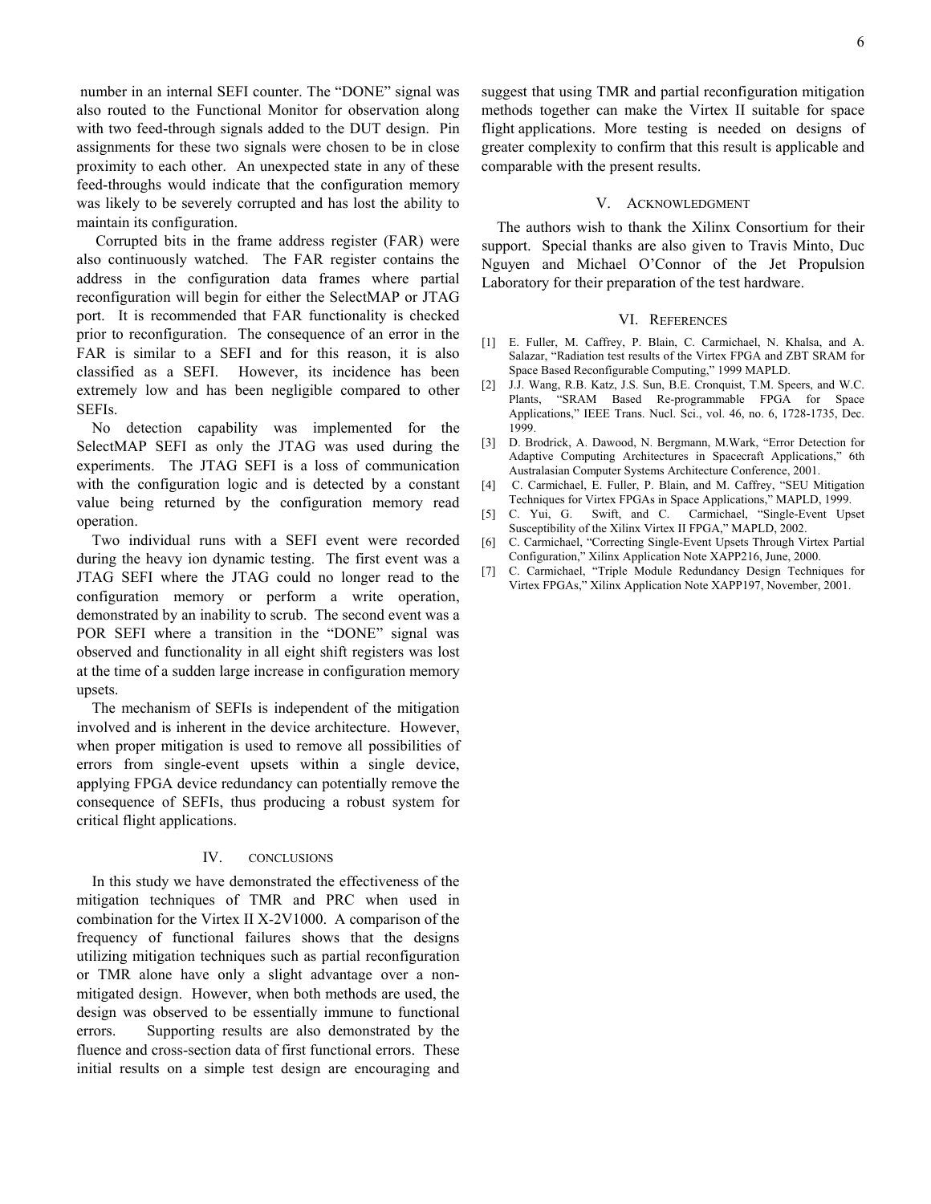number in an internal SEFI counter. The "DONE" signal was also routed to the Functional Monitor for observation along with two feed-through signals added to the DUT design. Pin assignments for these two signals were chosen to be in close proximity to each other. An unexpected state in any of these feed-throughs would indicate that the configuration memory was likely to be severely corrupted and has lost the ability to maintain its configuration.

Corrupted bits in the frame address register (FAR) were also continuously watched. The FAR register contains the address in the configuration data frames where partial reconfiguration will begin for either the SelectMAP or JTAG port. It is recommended that FAR functionality is checked prior to reconfiguration. The consequence of an error in the FAR is similar to a SEFI and for this reason, it is also classified as a SEFI. However, its incidence has been extremely low and has been negligible compared to other SEFIs.

No detection capability was implemented for the SelectMAP SEFI as only the JTAG was used during the experiments. The JTAG SEFI is a loss of communication with the configuration logic and is detected by a constant value being returned by the configuration memory read operation.

Two individual runs with a SEFI event were recorded during the heavy ion dynamic testing. The first event was a JTAG SEFI where the JTAG could no longer read to the configuration memory or perform a write operation, demonstrated by an inability to scrub. The second event was a POR SEFI where a transition in the "DONE" signal was observed and functionality in all eight shift registers was lost at the time of a sudden large increase in configuration memory upsets.

The mechanism of SEFIs is independent of the mitigation involved and is inherent in the device architecture. However, when proper mitigation is used to remove all possibilities of errors from single-event upsets within a single device, applying FPGA device redundancy can potentially remove the consequence of SEFIs, thus producing a robust system for critical flight applications.

## IV. CONCLUSIONS

In this study we have demonstrated the effectiveness of the mitigation techniques of TMR and PRC when used in combination for the Virtex II X-2V1000. A comparison of the frequency of functional failures shows that the designs utilizing mitigation techniques such as partial reconfiguration or TMR alone have only a slight advantage over a non-mitigated design. However, when both methods are used, the design was observed to be essentially immune to functional errors. Supporting results are also demonstrated by the fluence and cross-section data of first functional errors. These initial results on a simple test design are encouraging and suggest that using TMR and partial reconfiguration mitigation methods together can make the Virtex II suitable for space flight applications. More testing is needed on designs of greater complexity to confirm that this result is applicable and comparable with the present results.

## V. ACKNOWLEDGMENT

The authors wish to thank the Xilinx Consortium for their support. Special thanks are also given to Travis Minto, Duc Nguyen and Michael O'Connor of the Jet Propulsion Laboratory for their preparation of the test hardware.

## VI. REFERENCES

[1] E. Fuller, M. Caffrey, P. Blain, C. Carmichael, N. Khalsa, and A. Salazar, "Radiation test results of the Virtex FPGA and ZBT SRAM for Space Based Reconfigurable Computing," 1999 MAPLD.

[2] J.J. Wang, R.B. Katz, J.S. Sun, B.E. Cronquist, T.M. Speers, and W.C. Plants, "SRAM Based Re-programmable FPGA for Space Applications," IEEE Trans. Nucl. Sci., vol. 46, no. 6, 1728-1735, Dec. 1999.

[3] D. Brodrick, A. Dawood, N. Bergmann, M.Wark, "Error Detection for Adaptive Computing Architectures in Spacecraft Applications," 6th Australasian Computer Systems Architecture Conference, 2001.

[4] C. Carmichael, E. Fuller, P. Blain, and M. Caffrey, "SEU Mitigation Techniques for Virtex FPGAs in Space Applications," MAPLD, 1999.

[5] C. Yui, G. Swift, and C. Carmichael, "Single-Event Upset Susceptibility of the Xilinx Virtex II FPGA," MAPLD, 2002.

[6] C. Carmichael, "Correcting Single-Event Upsets Through Virtex Partial Configuration," Xilinx Application Note XAPP216, June, 2000.

[7] C. Carmichael, "Triple Module Redundancy Design Techniques for Virtex FPGAs," Xilinx Application Note XAPP197, November, 2001.